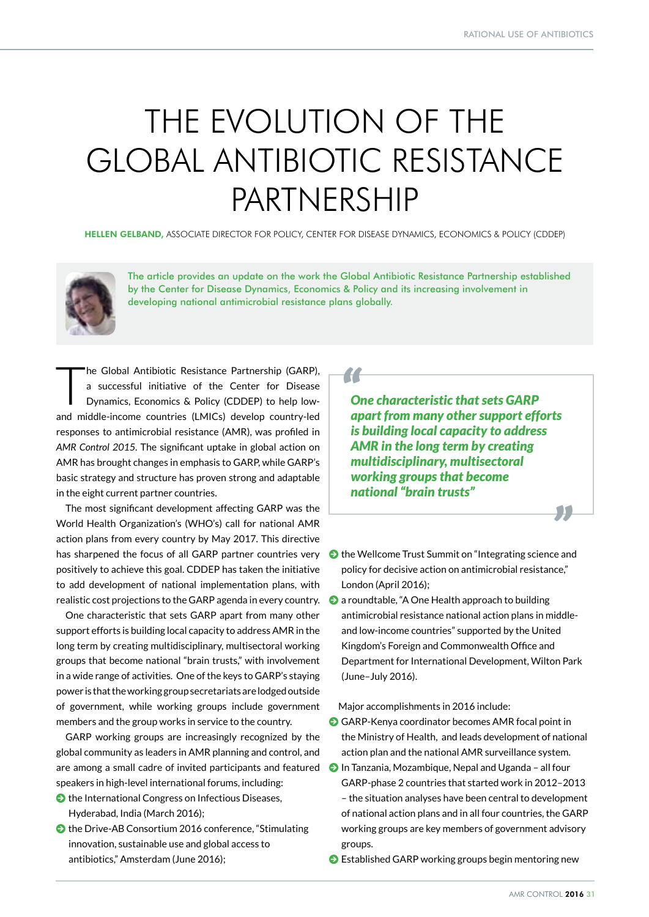# THE EVOLUTION OF THE GLOBAL ANTIBIOTIC RESISTANCE PARTNERSHIP

**HELLEN GELBAND,** ASSOCIATE DIRECTOR FOR POLICY, CENTER FOR DISEASE DYNAMICS, ECONOMICS & POLICY (CDDEP)

The article provides an update on the work the Global Antibiotic Resistance Partnership established by the Center for Disease Dynamics, Economics & Policy and its increasing involvement in developing national antimicrobial resistance plans globally.

The Global Antibiotic Resistance Partnership (GARP), a successful initiative of the Center for Disease Dynamics, Economics & Policy (CDDEP) to help low- and middle-income countries (LMICs) develop country-led responses to antimicrobial resistance (AMR), was profiled in *AMR Control 2015*. The significant uptake in global action on AMR has brought changes in emphasis to GARP, while GARP's basic strategy and structure has proven strong and adaptable in the eight current partner countries.

The most significant development affecting GARP was the World Health Organization's (WHO's) call for national AMR action plans from every country by May 2017. This directive has sharpened the focus of all GARP partner countries very positively to achieve this goal. CDDEP has taken the initiative to add development of national implementation plans, with realistic cost projections to the GARP agenda in every country.

One characteristic that sets GARP apart from many other support efforts is building local capacity to address AMR in the long term by creating multidisciplinary, multisectoral working groups that become national "brain trusts," with involvement in a wide range of activities. One of the keys to GARP's staying power is that the working group secretariats are lodged outside of government, while working groups include government members and the group works in service to the country.

GARP working groups are increasingly recognized by the global community as leaders in AMR planning and control, and are among a small cadre of invited participants and featured speakers in high-level international forums, including:

- the International Congress on Infectious Diseases, Hyderabad, India (March 2016);
- the Drive-AB Consortium 2016 conference, "Stimulating innovation, sustainable use and global access to antibiotics," Amsterdam (June 2016);

> ***One characteristic that sets GARP apart from many other support efforts is building local capacity to address AMR in the long term by creating multidisciplinary, multisectoral working groups that become national "brain trusts"***

- the Wellcome Trust Summit on "Integrating science and policy for decisive action on antimicrobial resistance," London (April 2016);
- a roundtable, "A One Health approach to building antimicrobial resistance national action plans in middle- and low-income countries" supported by the United Kingdom's Foreign and Commonwealth Office and Department for International Development, Wilton Park (June–July 2016).

Major accomplishments in 2016 include:

- GARP-Kenya coordinator becomes AMR focal point in the Ministry of Health, and leads development of national action plan and the national AMR surveillance system.
- In Tanzania, Mozambique, Nepal and Uganda – all four GARP-phase 2 countries that started work in 2012–2013 – the situation analyses have been central to development of national action plans and in all four countries, the GARP working groups are key members of government advisory groups.
- Established GARP working groups begin mentoring new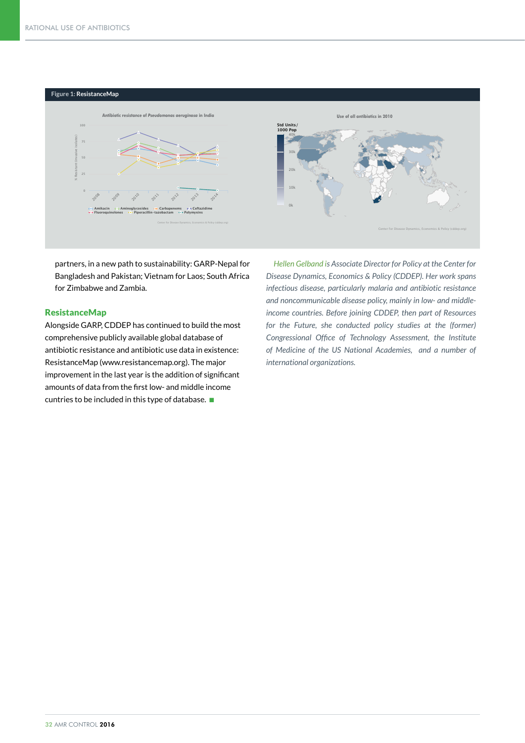Figure 1: ResistanceMap

Antibiotic resistance of *Pseudomonas aeruginosa* in India

100
75
50
25
0
% Resistant (invasive isolates)
2008
2009
2010
2011
2012
2013
2014

Amikacin
Aminoglycosides
Carbapenems
Ceftazidime
Fluoroquinolones
Piperacillin–tazobactam
Polymyxins

Center for Disease Dynamics, Economics & Policy (cddep.org)

Use of all antibiotics in 2010

Std Units / 1000 Pop
40k
30k
20k
10k
0k

Center for Disease Dynamics, Economics & Policy (cddep.org)

partners, in a new path to sustainability: GARP-Nepal for Bangladesh and Pakistan; Vietnam for Laos; South Africa for Zimbabwe and Zambia.

## ResistanceMap

Alongside GARP, CDDEP has continued to build the most comprehensive publicly available global database of antibiotic resistance and antibiotic use data in existence: ResistanceMap (www.resistancemap.org). The major improvement in the last year is the addition of significant amounts of data from the first low- and middle income cuntries to be included in this type of database. ■

*Hellen Gelband is Associate Director for Policy at the Center for Disease Dynamics, Economics & Policy (CDDEP). Her work spans infectious disease, particularly malaria and antibiotic resistance and noncommunicable disease policy, mainly in low- and middle-income countries. Before joining CDDEP, then part of Resources for the Future, she conducted policy studies at the (former) Congressional Office of Technology Assessment, the Institute of Medicine of the US National Academies, and a number of international organizations.*